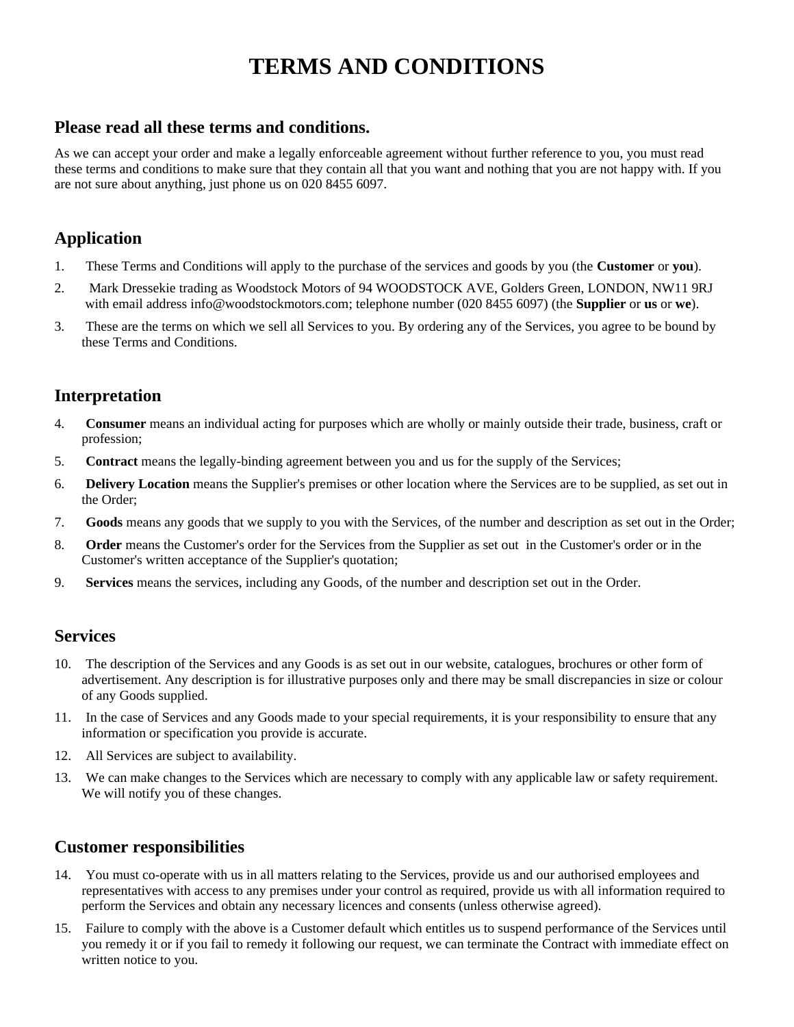# TERMS AND CONDITIONS

## Please read all these terms and conditions.

As we can accept your order and make a legally enforceable agreement without further reference to you, you must read these terms and conditions to make sure that they contain all that you want and nothing that you are not happy with. If you are not sure about anything, just phone us on 020 8455 6097.

## Application

1. These Terms and Conditions will apply to the purchase of the services and goods by you (the **Customer** or **you**).
2. Mark Dressekie trading as Woodstock Motors of 94 WOODSTOCK AVE, Golders Green, LONDON, NW11 9RJ with email address info@woodstockmotors.com; telephone number (020 8455 6097) (the **Supplier** or **us** or **we**).
3. These are the terms on which we sell all Services to you. By ordering any of the Services, you agree to be bound by these Terms and Conditions.

## Interpretation

4. **Consumer** means an individual acting for purposes which are wholly or mainly outside their trade, business, craft or profession;
5. **Contract** means the legally-binding agreement between you and us for the supply of the Services;
6. **Delivery Location** means the Supplier's premises or other location where the Services are to be supplied, as set out in the Order;
7. **Goods** means any goods that we supply to you with the Services, of the number and description as set out in the Order;
8. **Order** means the Customer's order for the Services from the Supplier as set out in the Customer's order or in the Customer's written acceptance of the Supplier's quotation;
9. **Services** means the services, including any Goods, of the number and description set out in the Order.

## Services

10. The description of the Services and any Goods is as set out in our website, catalogues, brochures or other form of advertisement. Any description is for illustrative purposes only and there may be small discrepancies in size or colour of any Goods supplied.
11. In the case of Services and any Goods made to your special requirements, it is your responsibility to ensure that any information or specification you provide is accurate.
12. All Services are subject to availability.
13. We can make changes to the Services which are necessary to comply with any applicable law or safety requirement. We will notify you of these changes.

## Customer responsibilities

14. You must co-operate with us in all matters relating to the Services, provide us and our authorised employees and representatives with access to any premises under your control as required, provide us with all information required to perform the Services and obtain any necessary licences and consents (unless otherwise agreed).
15. Failure to comply with the above is a Customer default which entitles us to suspend performance of the Services until you remedy it or if you fail to remedy it following our request, we can terminate the Contract with immediate effect on written notice to you.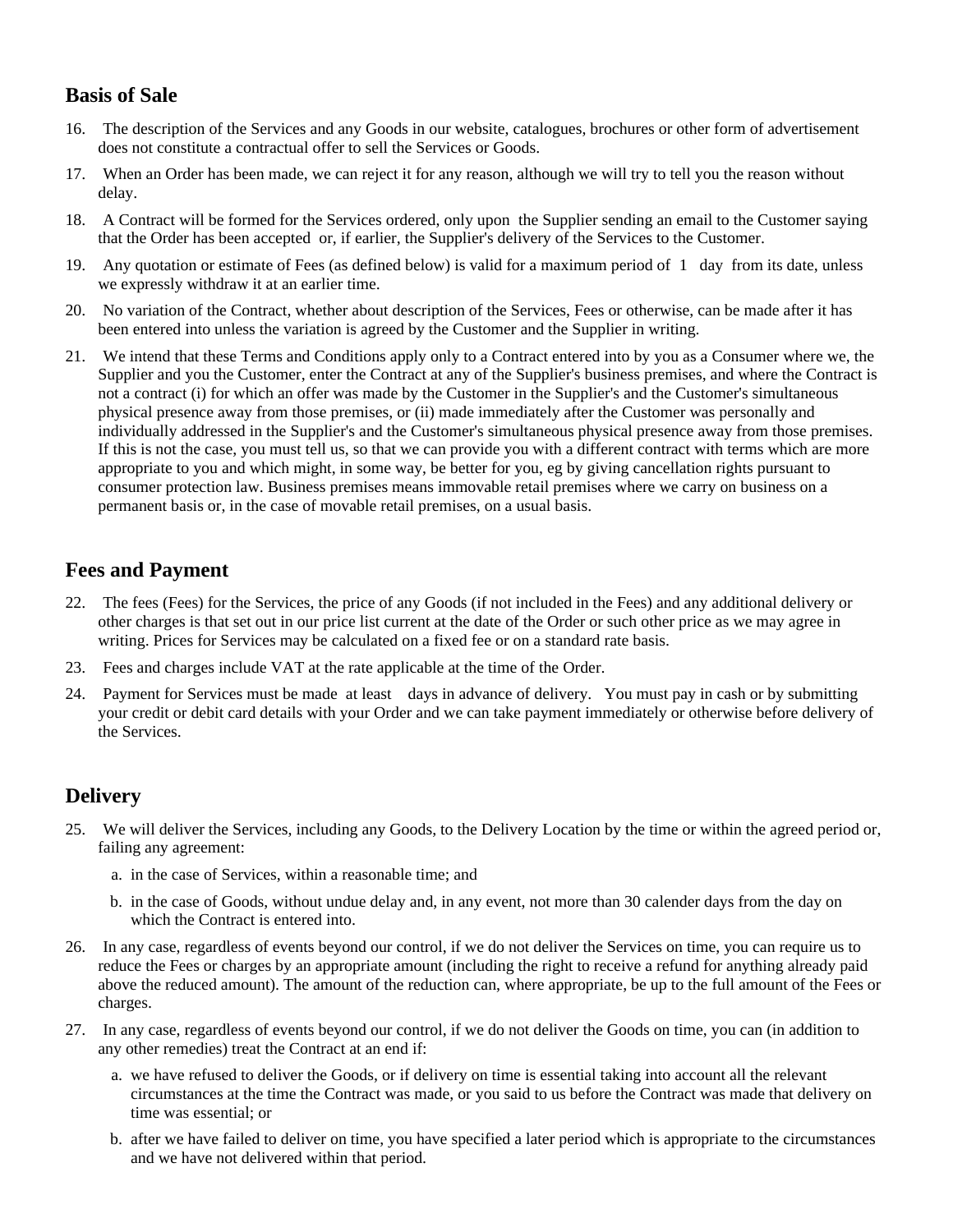## Basis of Sale

16. The description of the Services and any Goods in our website, catalogues, brochures or other form of advertisement does not constitute a contractual offer to sell the Services or Goods.
17. When an Order has been made, we can reject it for any reason, although we will try to tell you the reason without delay.
18. A Contract will be formed for the Services ordered, only upon the Supplier sending an email to the Customer saying that the Order has been accepted or, if earlier, the Supplier's delivery of the Services to the Customer.
19. Any quotation or estimate of Fees (as defined below) is valid for a maximum period of 1 day from its date, unless we expressly withdraw it at an earlier time.
20. No variation of the Contract, whether about description of the Services, Fees or otherwise, can be made after it has been entered into unless the variation is agreed by the Customer and the Supplier in writing.
21. We intend that these Terms and Conditions apply only to a Contract entered into by you as a Consumer where we, the Supplier and you the Customer, enter the Contract at any of the Supplier's business premises, and where the Contract is not a contract (i) for which an offer was made by the Customer in the Supplier's and the Customer's simultaneous physical presence away from those premises, or (ii) made immediately after the Customer was personally and individually addressed in the Supplier's and the Customer's simultaneous physical presence away from those premises. If this is not the case, you must tell us, so that we can provide you with a different contract with terms which are more appropriate to you and which might, in some way, be better for you, eg by giving cancellation rights pursuant to consumer protection law. Business premises means immovable retail premises where we carry on business on a permanent basis or, in the case of movable retail premises, on a usual basis.

## Fees and Payment

22. The fees (Fees) for the Services, the price of any Goods (if not included in the Fees) and any additional delivery or other charges is that set out in our price list current at the date of the Order or such other price as we may agree in writing. Prices for Services may be calculated on a fixed fee or on a standard rate basis.
23. Fees and charges include VAT at the rate applicable at the time of the Order.
24. Payment for Services must be made at least days in advance of delivery. You must pay in cash or by submitting your credit or debit card details with your Order and we can take payment immediately or otherwise before delivery of the Services.

## Delivery

25. We will deliver the Services, including any Goods, to the Delivery Location by the time or within the agreed period or, failing any agreement:
    a. in the case of Services, within a reasonable time; and
    b. in the case of Goods, without undue delay and, in any event, not more than 30 calender days from the day on which the Contract is entered into.
26. In any case, regardless of events beyond our control, if we do not deliver the Services on time, you can require us to reduce the Fees or charges by an appropriate amount (including the right to receive a refund for anything already paid above the reduced amount). The amount of the reduction can, where appropriate, be up to the full amount of the Fees or charges.
27. In any case, regardless of events beyond our control, if we do not deliver the Goods on time, you can (in addition to any other remedies) treat the Contract at an end if:
    a. we have refused to deliver the Goods, or if delivery on time is essential taking into account all the relevant circumstances at the time the Contract was made, or you said to us before the Contract was made that delivery on time was essential; or
    b. after we have failed to deliver on time, you have specified a later period which is appropriate to the circumstances and we have not delivered within that period.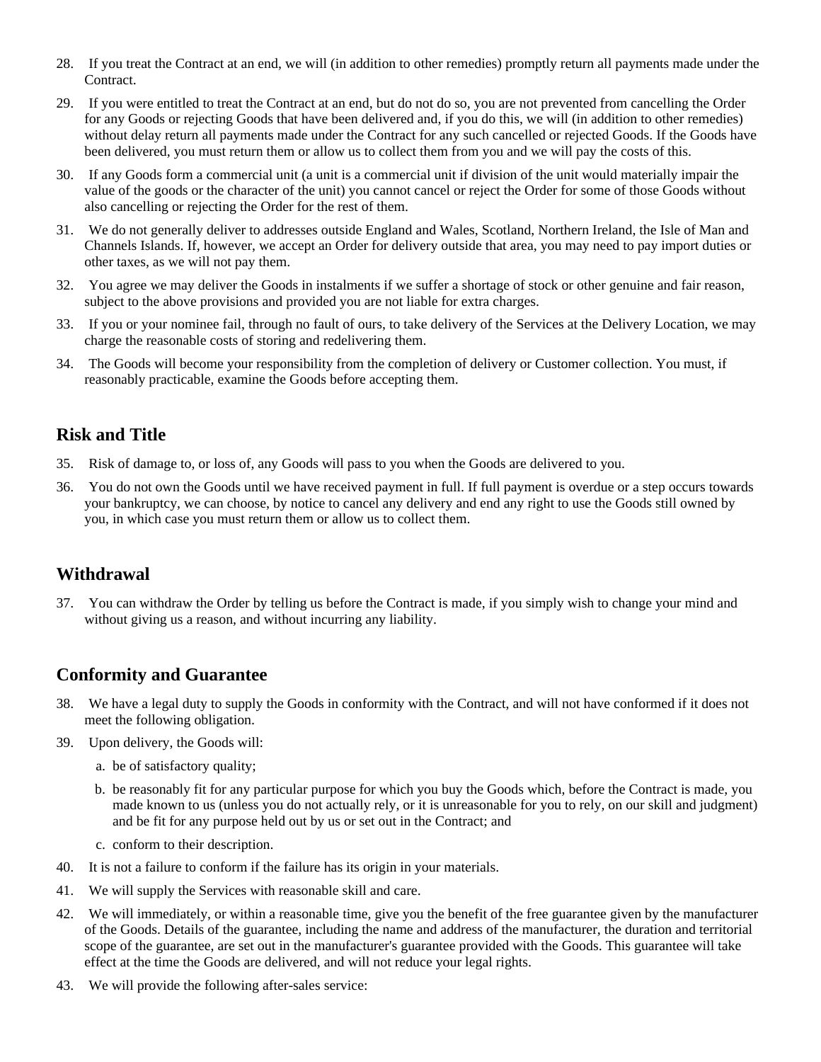28. If you treat the Contract at an end, we will (in addition to other remedies) promptly return all payments made under the Contract.

29. If you were entitled to treat the Contract at an end, but do not do so, you are not prevented from cancelling the Order for any Goods or rejecting Goods that have been delivered and, if you do this, we will (in addition to other remedies) without delay return all payments made under the Contract for any such cancelled or rejected Goods. If the Goods have been delivered, you must return them or allow us to collect them from you and we will pay the costs of this.

30. If any Goods form a commercial unit (a unit is a commercial unit if division of the unit would materially impair the value of the goods or the character of the unit) you cannot cancel or reject the Order for some of those Goods without also cancelling or rejecting the Order for the rest of them.

31. We do not generally deliver to addresses outside England and Wales, Scotland, Northern Ireland, the Isle of Man and Channels Islands. If, however, we accept an Order for delivery outside that area, you may need to pay import duties or other taxes, as we will not pay them.

32. You agree we may deliver the Goods in instalments if we suffer a shortage of stock or other genuine and fair reason, subject to the above provisions and provided you are not liable for extra charges.

33. If you or your nominee fail, through no fault of ours, to take delivery of the Services at the Delivery Location, we may charge the reasonable costs of storing and redelivering them.

34. The Goods will become your responsibility from the completion of delivery or Customer collection. You must, if reasonably practicable, examine the Goods before accepting them.

## Risk and Title

35. Risk of damage to, or loss of, any Goods will pass to you when the Goods are delivered to you.

36. You do not own the Goods until we have received payment in full. If full payment is overdue or a step occurs towards your bankruptcy, we can choose, by notice to cancel any delivery and end any right to use the Goods still owned by you, in which case you must return them or allow us to collect them.

## Withdrawal

37. You can withdraw the Order by telling us before the Contract is made, if you simply wish to change your mind and without giving us a reason, and without incurring any liability.

## Conformity and Guarantee

38. We have a legal duty to supply the Goods in conformity with the Contract, and will not have conformed if it does not meet the following obligation.

39. Upon delivery, the Goods will:

    a. be of satisfactory quality;

    b. be reasonably fit for any particular purpose for which you buy the Goods which, before the Contract is made, you made known to us (unless you do not actually rely, or it is unreasonable for you to rely, on our skill and judgment) and be fit for any purpose held out by us or set out in the Contract; and

    c. conform to their description.

40. It is not a failure to conform if the failure has its origin in your materials.

41. We will supply the Services with reasonable skill and care.

42. We will immediately, or within a reasonable time, give you the benefit of the free guarantee given by the manufacturer of the Goods. Details of the guarantee, including the name and address of the manufacturer, the duration and territorial scope of the guarantee, are set out in the manufacturer's guarantee provided with the Goods. This guarantee will take effect at the time the Goods are delivered, and will not reduce your legal rights.

43. We will provide the following after-sales service: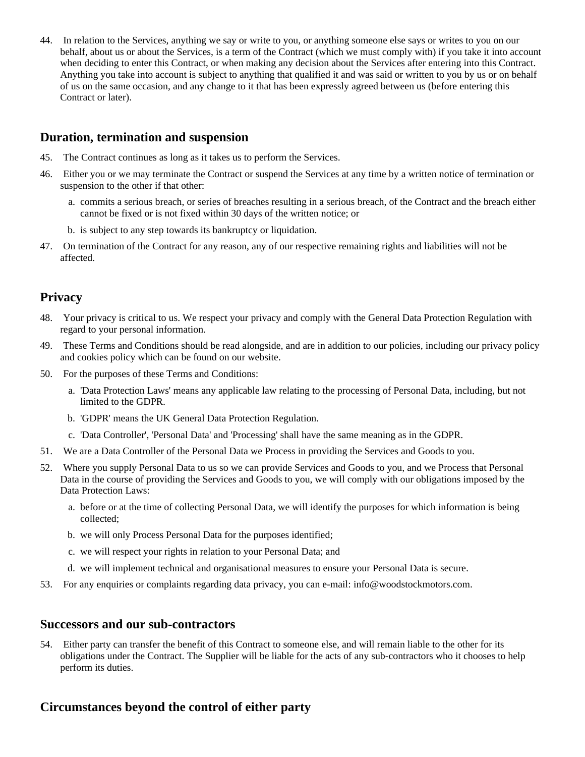44. In relation to the Services, anything we say or write to you, or anything someone else says or writes to you on our behalf, about us or about the Services, is a term of the Contract (which we must comply with) if you take it into account when deciding to enter this Contract, or when making any decision about the Services after entering into this Contract. Anything you take into account is subject to anything that qualified it and was said or written to you by us or on behalf of us on the same occasion, and any change to it that has been expressly agreed between us (before entering this Contract or later).

## Duration, termination and suspension

45. The Contract continues as long as it takes us to perform the Services.
46. Either you or we may terminate the Contract or suspend the Services at any time by a written notice of termination or suspension to the other if that other:
    a. commits a serious breach, or series of breaches resulting in a serious breach, of the Contract and the breach either cannot be fixed or is not fixed within 30 days of the written notice; or
    b. is subject to any step towards its bankruptcy or liquidation.
47. On termination of the Contract for any reason, any of our respective remaining rights and liabilities will not be affected.

## Privacy

48. Your privacy is critical to us. We respect your privacy and comply with the General Data Protection Regulation with regard to your personal information.
49. These Terms and Conditions should be read alongside, and are in addition to our policies, including our privacy policy and cookies policy which can be found on our website.
50. For the purposes of these Terms and Conditions:
    a. 'Data Protection Laws' means any applicable law relating to the processing of Personal Data, including, but not limited to the GDPR.
    b. 'GDPR' means the UK General Data Protection Regulation.
    c. 'Data Controller', 'Personal Data' and 'Processing' shall have the same meaning as in the GDPR.
51. We are a Data Controller of the Personal Data we Process in providing the Services and Goods to you.
52. Where you supply Personal Data to us so we can provide Services and Goods to you, and we Process that Personal Data in the course of providing the Services and Goods to you, we will comply with our obligations imposed by the Data Protection Laws:
    a. before or at the time of collecting Personal Data, we will identify the purposes for which information is being collected;
    b. we will only Process Personal Data for the purposes identified;
    c. we will respect your rights in relation to your Personal Data; and
    d. we will implement technical and organisational measures to ensure your Personal Data is secure.
53. For any enquiries or complaints regarding data privacy, you can e-mail: info@woodstockmotors.com.

## Successors and our sub-contractors

54. Either party can transfer the benefit of this Contract to someone else, and will remain liable to the other for its obligations under the Contract. The Supplier will be liable for the acts of any sub-contractors who it chooses to help perform its duties.

## Circumstances beyond the control of either party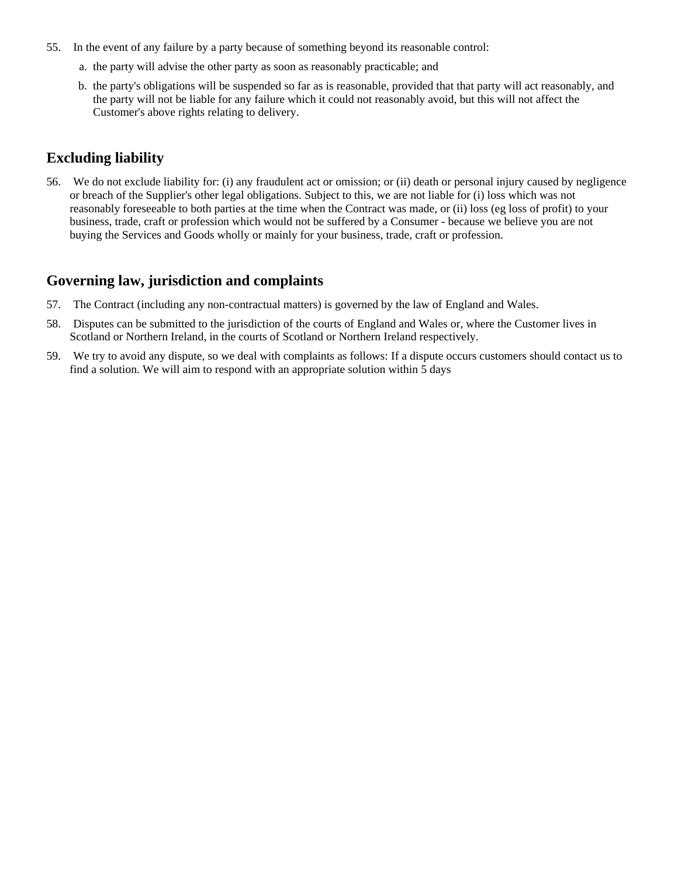55. In the event of any failure by a party because of something beyond its reasonable control:
    a. the party will advise the other party as soon as reasonably practicable; and
    b. the party's obligations will be suspended so far as is reasonable, provided that that party will act reasonably, and the party will not be liable for any failure which it could not reasonably avoid, but this will not affect the Customer's above rights relating to delivery.

## Excluding liability

56. We do not exclude liability for: (i) any fraudulent act or omission; or (ii) death or personal injury caused by negligence or breach of the Supplier's other legal obligations. Subject to this, we are not liable for (i) loss which was not reasonably foreseeable to both parties at the time when the Contract was made, or (ii) loss (eg loss of profit) to your business, trade, craft or profession which would not be suffered by a Consumer - because we believe you are not buying the Services and Goods wholly or mainly for your business, trade, craft or profession.

## Governing law, jurisdiction and complaints

57. The Contract (including any non-contractual matters) is governed by the law of England and Wales.
58. Disputes can be submitted to the jurisdiction of the courts of England and Wales or, where the Customer lives in Scotland or Northern Ireland, in the courts of Scotland or Northern Ireland respectively.
59. We try to avoid any dispute, so we deal with complaints as follows: If a dispute occurs customers should contact us to find a solution. We will aim to respond with an appropriate solution within 5 days